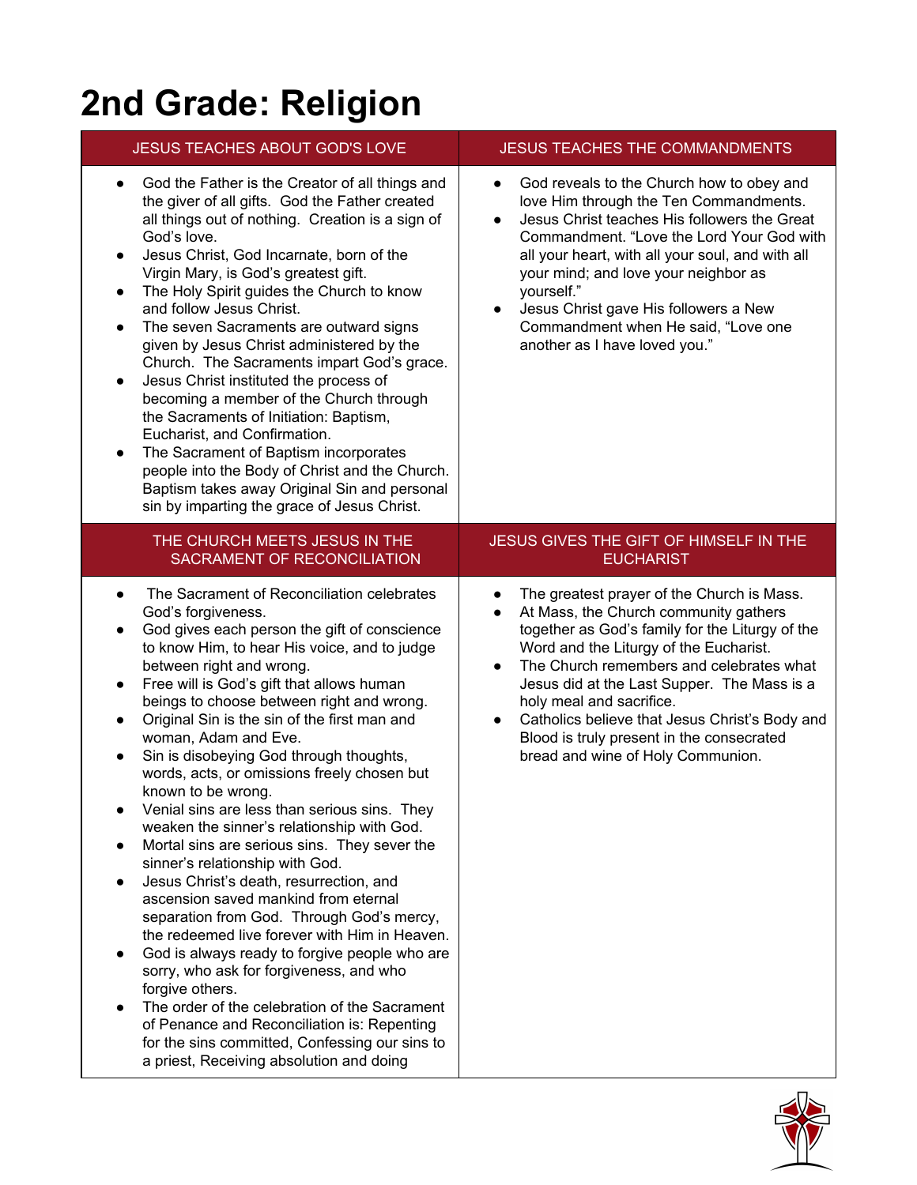# 2nd Grade: Religion

| JESUS TEACHES ABOUT GOD'S LOVE | JESUS TEACHES THE COMMANDMENTS |
|---|---|
| • God the Father is the Creator of all things and the giver of all gifts. God the Father created all things out of nothing. Creation is a sign of God's love.<br>• Jesus Christ, God Incarnate, born of the Virgin Mary, is God's greatest gift.<br>• The Holy Spirit guides the Church to know and follow Jesus Christ.<br>• The seven Sacraments are outward signs given by Jesus Christ administered by the Church. The Sacraments impart God's grace.<br>• Jesus Christ instituted the process of becoming a member of the Church through the Sacraments of Initiation: Baptism, Eucharist, and Confirmation.<br>• The Sacrament of Baptism incorporates people into the Body of Christ and the Church. Baptism takes away Original Sin and personal sin by imparting the grace of Jesus Christ. | • God reveals to the Church how to obey and love Him through the Ten Commandments.<br>• Jesus Christ teaches His followers the Great Commandment. "Love the Lord Your God with all your heart, with all your soul, and with all your mind; and love your neighbor as yourself."<br>• Jesus Christ gave His followers a New Commandment when He said, "Love one another as I have loved you." |
| **THE CHURCH MEETS JESUS IN THE SACRAMENT OF RECONCILIATION** | **JESUS GIVES THE GIFT OF HIMSELF IN THE EUCHARIST** |
| • The Sacrament of Reconciliation celebrates God's forgiveness.<br>• God gives each person the gift of conscience to know Him, to hear His voice, and to judge between right and wrong.<br>• Free will is God's gift that allows human beings to choose between right and wrong.<br>• Original Sin is the sin of the first man and woman, Adam and Eve.<br>• Sin is disobeying God through thoughts, words, acts, or omissions freely chosen but known to be wrong.<br>• Venial sins are less than serious sins. They weaken the sinner's relationship with God.<br>• Mortal sins are serious sins. They sever the sinner's relationship with God.<br>• Jesus Christ's death, resurrection, and ascension saved mankind from eternal separation from God. Through God's mercy, the redeemed live forever with Him in Heaven.<br>• God is always ready to forgive people who are sorry, who ask for forgiveness, and who forgive others.<br>• The order of the celebration of the Sacrament of Penance and Reconciliation is: Repenting for the sins committed, Confessing our sins to a priest, Receiving absolution and doing | • The greatest prayer of the Church is Mass.<br>• At Mass, the Church community gathers together as God's family for the Liturgy of the Word and the Liturgy of the Eucharist.<br>• The Church remembers and celebrates what Jesus did at the Last Supper. The Mass is a holy meal and sacrifice.<br>• Catholics believe that Jesus Christ's Body and Blood is truly present in the consecrated bread and wine of Holy Communion. |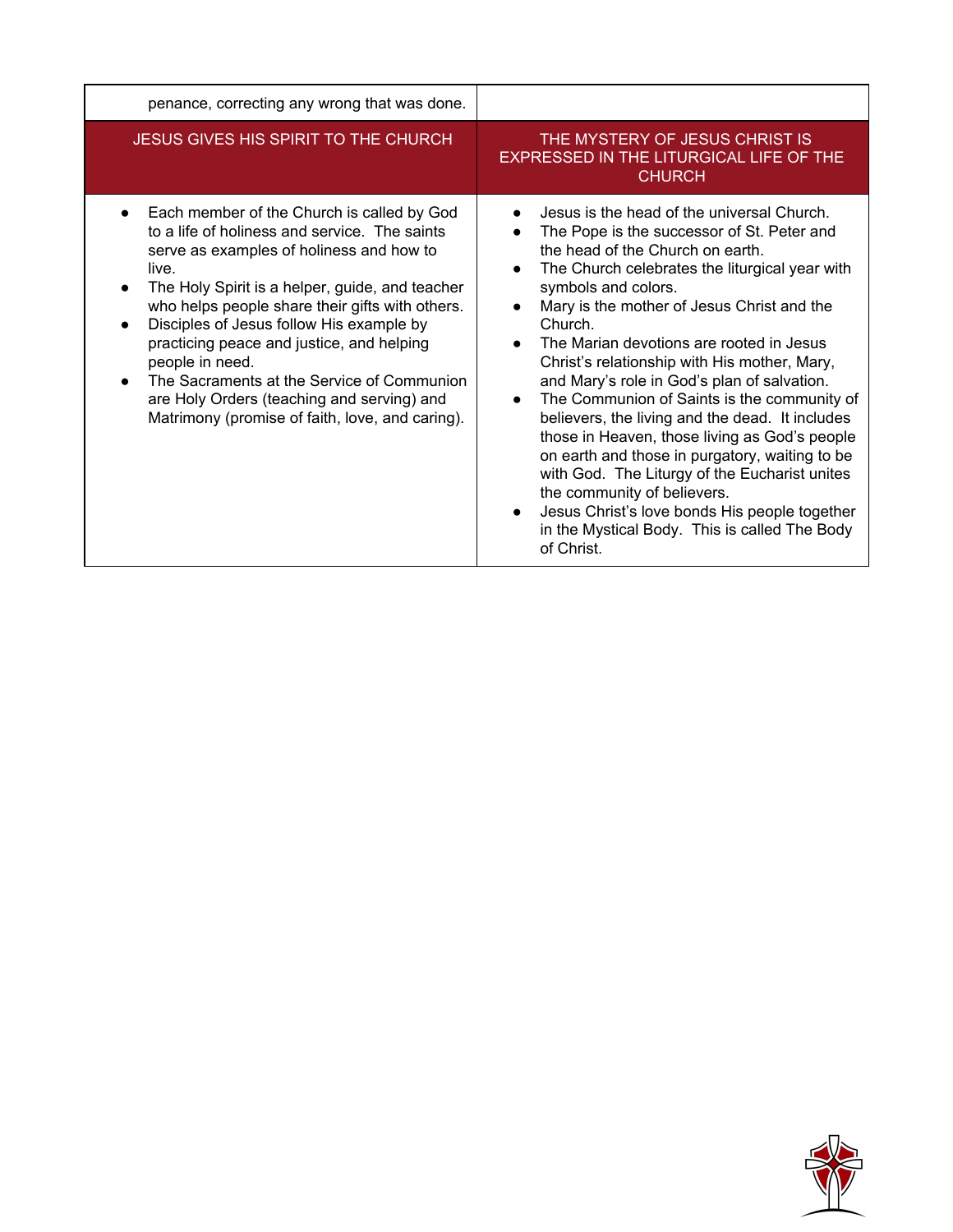| penance, correcting any wrong that was done. | |
|---|---|
| JESUS GIVES HIS SPIRIT TO THE CHURCH | THE MYSTERY OF JESUS CHRIST IS EXPRESSED IN THE LITURGICAL LIFE OF THE CHURCH |
| • Each member of the Church is called by God to a life of holiness and service. The saints serve as examples of holiness and how to live.<br>• The Holy Spirit is a helper, guide, and teacher who helps people share their gifts with others.<br>• Disciples of Jesus follow His example by practicing peace and justice, and helping people in need.<br>• The Sacraments at the Service of Communion are Holy Orders (teaching and serving) and Matrimony (promise of faith, love, and caring). | • Jesus is the head of the universal Church.<br>• The Pope is the successor of St. Peter and the head of the Church on earth.<br>• The Church celebrates the liturgical year with symbols and colors.<br>• Mary is the mother of Jesus Christ and the Church.<br>• The Marian devotions are rooted in Jesus Christ's relationship with His mother, Mary, and Mary's role in God's plan of salvation.<br>• The Communion of Saints is the community of believers, the living and the dead. It includes those in Heaven, those living as God's people on earth and those in purgatory, waiting to be with God. The Liturgy of the Eucharist unites the community of believers.<br>• Jesus Christ's love bonds His people together in the Mystical Body. This is called The Body of Christ. |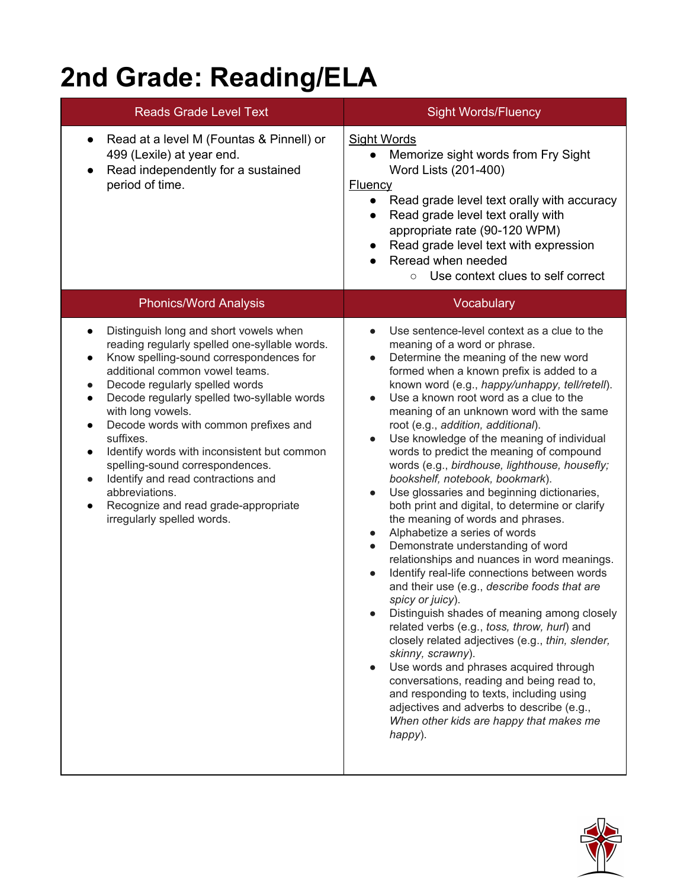# 2nd Grade: Reading/ELA

| Reads Grade Level Text | Sight Words/Fluency |
|---|---|
| • Read at a level M (Fountas & Pinnell) or 499 (Lexile) at year end.<br>• Read independently for a sustained period of time. | <u>Sight Words</u><br>• Memorize sight words from Fry Sight Word Lists (201-400)<br><u>Fluency</u><br>• Read grade level text orally with accuracy<br>• Read grade level text orally with appropriate rate (90-120 WPM)<br>• Read grade level text with expression<br>• Reread when needed<br>&nbsp;&nbsp;&nbsp;&nbsp;○ Use context clues to self correct |
| **Phonics/Word Analysis** | **Vocabulary** |
| • Distinguish long and short vowels when reading regularly spelled one-syllable words.<br>• Know spelling-sound correspondences for additional common vowel teams.<br>• Decode regularly spelled words<br>• Decode regularly spelled two-syllable words with long vowels.<br>• Decode words with common prefixes and suffixes.<br>• Identify words with inconsistent but common spelling-sound correspondences.<br>• Identify and read contractions and abbreviations.<br>• Recognize and read grade-appropriate irregularly spelled words. | • Use sentence-level context as a clue to the meaning of a word or phrase.<br>• Determine the meaning of the new word formed when a known prefix is added to a known word (e.g., *happy/unhappy, tell/retell*).<br>• Use a known root word as a clue to the meaning of an unknown word with the same root (e.g., *addition, additional*).<br>• Use knowledge of the meaning of individual words to predict the meaning of compound words (e.g., *birdhouse, lighthouse, housefly; bookshelf, notebook, bookmark*).<br>• Use glossaries and beginning dictionaries, both print and digital, to determine or clarify the meaning of words and phrases.<br>• Alphabetize a series of words<br>• Demonstrate understanding of word relationships and nuances in word meanings.<br>• Identify real-life connections between words and their use (e.g., *describe foods that are spicy or juicy*).<br>• Distinguish shades of meaning among closely related verbs (e.g., *toss, throw, hurl*) and closely related adjectives (e.g., *thin, slender, skinny, scrawny*).<br>• Use words and phrases acquired through conversations, reading and being read to, and responding to texts, including using adjectives and adverbs to describe (e.g., *When other kids are happy that makes me happy*). |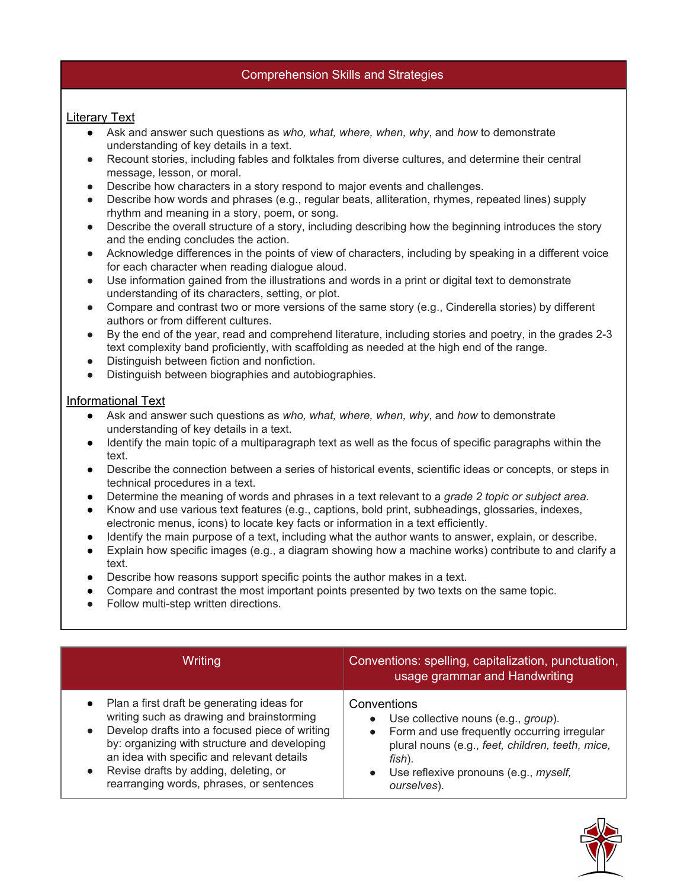## Comprehension Skills and Strategies

### Literary Text

- Ask and answer such questions as *who, what, where, when, why*, and *how* to demonstrate understanding of key details in a text.
- Recount stories, including fables and folktales from diverse cultures, and determine their central message, lesson, or moral.
- Describe how characters in a story respond to major events and challenges.
- Describe how words and phrases (e.g., regular beats, alliteration, rhymes, repeated lines) supply rhythm and meaning in a story, poem, or song.
- Describe the overall structure of a story, including describing how the beginning introduces the story and the ending concludes the action.
- Acknowledge differences in the points of view of characters, including by speaking in a different voice for each character when reading dialogue aloud.
- Use information gained from the illustrations and words in a print or digital text to demonstrate understanding of its characters, setting, or plot.
- Compare and contrast two or more versions of the same story (e.g., Cinderella stories) by different authors or from different cultures.
- By the end of the year, read and comprehend literature, including stories and poetry, in the grades 2-3 text complexity band proficiently, with scaffolding as needed at the high end of the range.
- Distinguish between fiction and nonfiction.
- Distinguish between biographies and autobiographies.

### Informational Text

- Ask and answer such questions as *who, what, where, when, why*, and *how* to demonstrate understanding of key details in a text.
- Identify the main topic of a multiparagraph text as well as the focus of specific paragraphs within the text.
- Describe the connection between a series of historical events, scientific ideas or concepts, or steps in technical procedures in a text.
- Determine the meaning of words and phrases in a text relevant to a *grade 2 topic or subject area.*
- Know and use various text features (e.g., captions, bold print, subheadings, glossaries, indexes, electronic menus, icons) to locate key facts or information in a text efficiently.
- Identify the main purpose of a text, including what the author wants to answer, explain, or describe.
- Explain how specific images (e.g., a diagram showing how a machine works) contribute to and clarify a text.
- Describe how reasons support specific points the author makes in a text.
- Compare and contrast the most important points presented by two texts on the same topic.
- Follow multi-step written directions.

| Writing | Conventions: spelling, capitalization, punctuation, usage grammar and Handwriting |
|---|---|
| • Plan a first draft be generating ideas for writing such as drawing and brainstorming<br>• Develop drafts into a focused piece of writing by: organizing with structure and developing an idea with specific and relevant details<br>• Revise drafts by adding, deleting, or rearranging words, phrases, or sentences | Conventions<br>• Use collective nouns (e.g., *group*).<br>• Form and use frequently occurring irregular plural nouns (e.g., *feet, children, teeth, mice, fish*).<br>• Use reflexive pronouns (e.g., *myself, ourselves*). |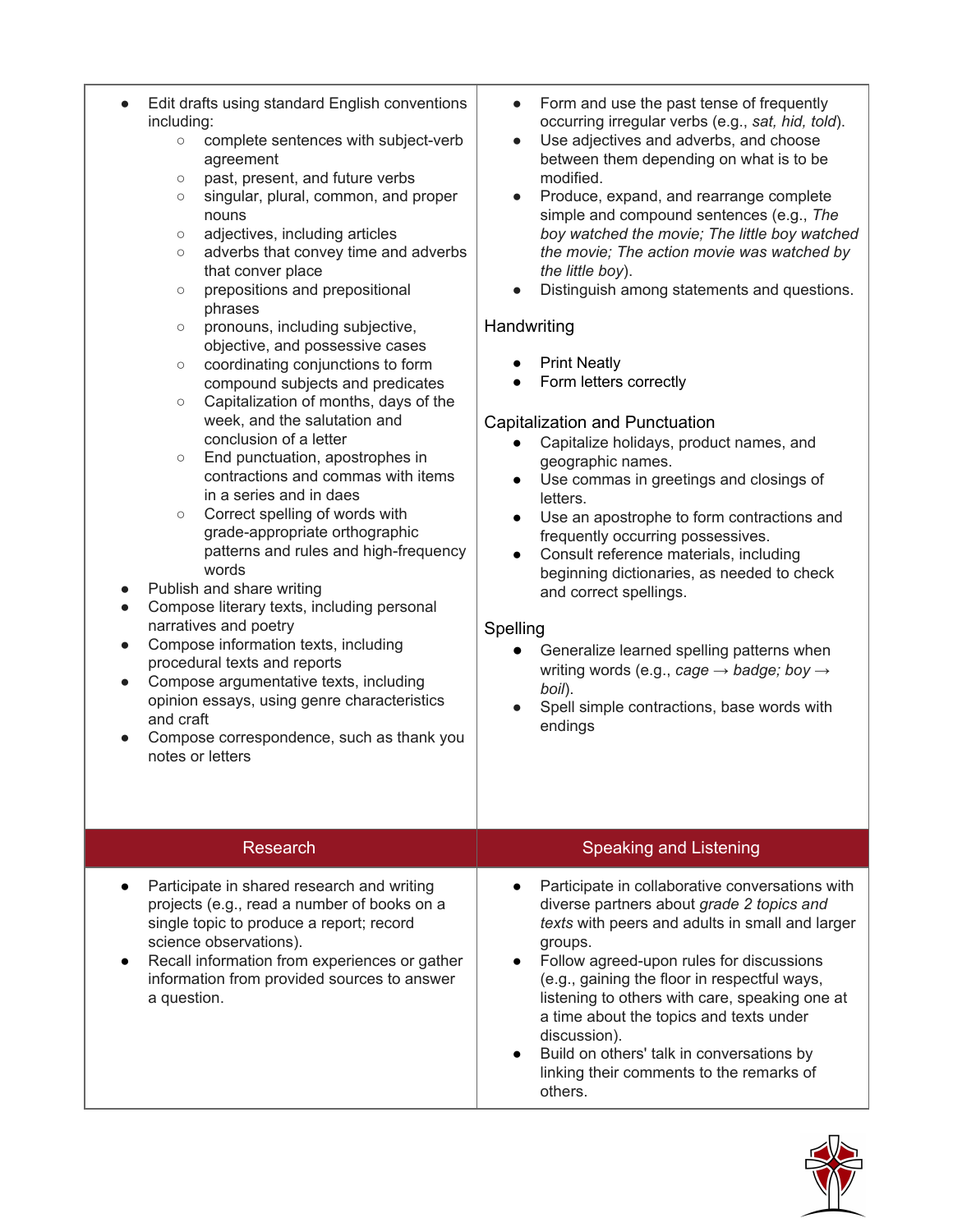- Edit drafts using standard English conventions including:
  - complete sentences with subject-verb agreement
  - past, present, and future verbs
  - singular, plural, common, and proper nouns
  - adjectives, including articles
  - adverbs that convey time and adverbs that conver place
  - prepositions and prepositional phrases
  - pronouns, including subjective, objective, and possessive cases
  - coordinating conjunctions to form compound subjects and predicates
  - Capitalization of months, days of the week, and the salutation and conclusion of a letter
  - End punctuation, apostrophes in contractions and commas with items in a series and in daes
  - Correct spelling of words with grade-appropriate orthographic patterns and rules and high-frequency words
- Publish and share writing
- Compose literary texts, including personal narratives and poetry
- Compose information texts, including procedural texts and reports
- Compose argumentative texts, including opinion essays, using genre characteristics and craft
- Compose correspondence, such as thank you notes or letters
- Form and use the past tense of frequently occurring irregular verbs (e.g., *sat, hid, told*).
- Use adjectives and adverbs, and choose between them depending on what is to be modified.
- Produce, expand, and rearrange complete simple and compound sentences (e.g., *The boy watched the movie; The little boy watched the movie; The action movie was watched by the little boy*).
- Distinguish among statements and questions.

Handwriting

- Print Neatly
- Form letters correctly

Capitalization and Punctuation

- Capitalize holidays, product names, and geographic names.
- Use commas in greetings and closings of letters.
- Use an apostrophe to form contractions and frequently occurring possessives.
- Consult reference materials, including beginning dictionaries, as needed to check and correct spellings.

Spelling

- Generalize learned spelling patterns when writing words (e.g., *cage* → *badge; boy* → *boil*).
- Spell simple contractions, base words with endings

## Research

- Participate in shared research and writing projects (e.g., read a number of books on a single topic to produce a report; record science observations).
- Recall information from experiences or gather information from provided sources to answer a question.

## Speaking and Listening

- Participate in collaborative conversations with diverse partners about *grade 2 topics and texts* with peers and adults in small and larger groups.
- Follow agreed-upon rules for discussions (e.g., gaining the floor in respectful ways, listening to others with care, speaking one at a time about the topics and texts under discussion).
- Build on others' talk in conversations by linking their comments to the remarks of others.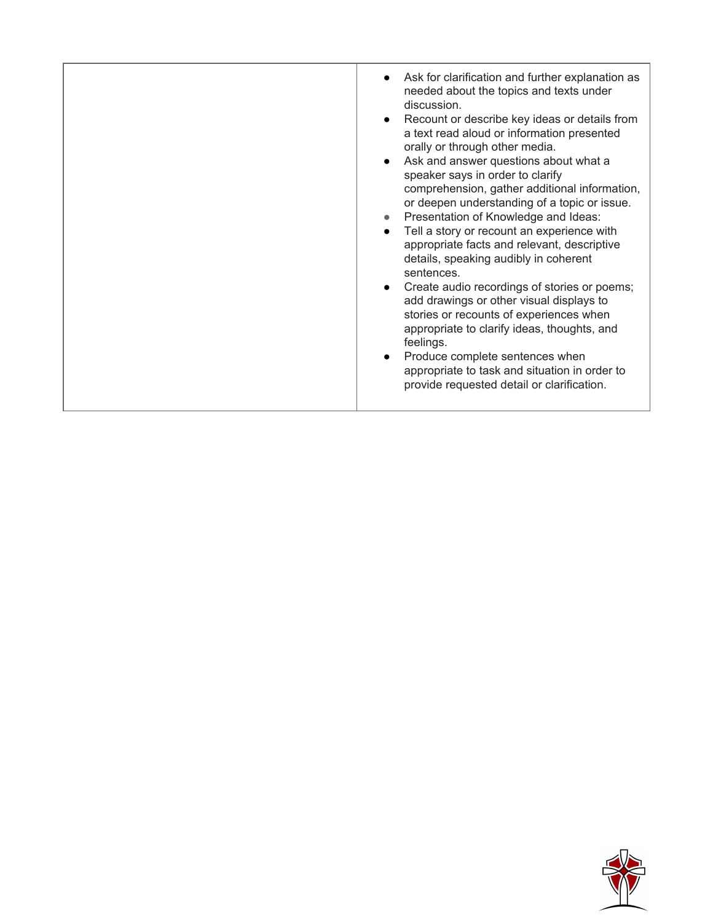| | |
|---|---|
| | <ul><li>Ask for clarification and further explanation as needed about the topics and texts under discussion.</li><li>Recount or describe key ideas or details from a text read aloud or information presented orally or through other media.</li><li>Ask and answer questions about what a speaker says in order to clarify comprehension, gather additional information, or deepen understanding of a topic or issue.</li><li>Presentation of Knowledge and Ideas:</li><li>Tell a story or recount an experience with appropriate facts and relevant, descriptive details, speaking audibly in coherent sentences.</li><li>Create audio recordings of stories or poems; add drawings or other visual displays to stories or recounts of experiences when appropriate to clarify ideas, thoughts, and feelings.</li><li>Produce complete sentences when appropriate to task and situation in order to provide requested detail or clarification.</li></ul> |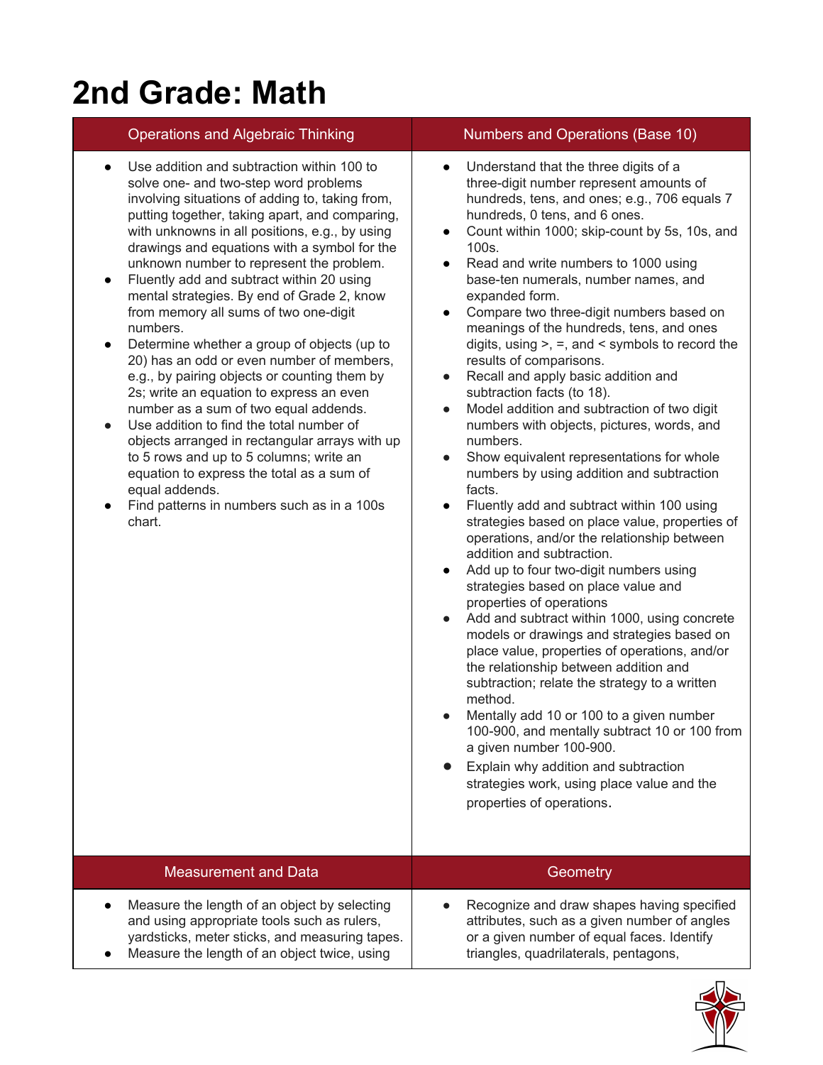# 2nd Grade: Math

| Operations and Algebraic Thinking | Numbers and Operations (Base 10) |
|---|---|
| • Use addition and subtraction within 100 to solve one- and two-step word problems involving situations of adding to, taking from, putting together, taking apart, and comparing, with unknowns in all positions, e.g., by using drawings and equations with a symbol for the unknown number to represent the problem.<br>• Fluently add and subtract within 20 using mental strategies. By end of Grade 2, know from memory all sums of two one-digit numbers.<br>• Determine whether a group of objects (up to 20) has an odd or even number of members, e.g., by pairing objects or counting them by 2s; write an equation to express an even number as a sum of two equal addends.<br>• Use addition to find the total number of objects arranged in rectangular arrays with up to 5 rows and up to 5 columns; write an equation to express the total as a sum of equal addends.<br>• Find patterns in numbers such as in a 100s chart. | • Understand that the three digits of a three-digit number represent amounts of hundreds, tens, and ones; e.g., 706 equals 7 hundreds, 0 tens, and 6 ones.<br>• Count within 1000; skip-count by 5s, 10s, and 100s.<br>• Read and write numbers to 1000 using base-ten numerals, number names, and expanded form.<br>• Compare two three-digit numbers based on meanings of the hundreds, tens, and ones digits, using >, =, and < symbols to record the results of comparisons.<br>• Recall and apply basic addition and subtraction facts (to 18).<br>• Model addition and subtraction of two digit numbers with objects, pictures, words, and numbers.<br>• Show equivalent representations for whole numbers by using addition and subtraction facts.<br>• Fluently add and subtract within 100 using strategies based on place value, properties of operations, and/or the relationship between addition and subtraction.<br>• Add up to four two-digit numbers using strategies based on place value and properties of operations<br>• Add and subtract within 1000, using concrete models or drawings and strategies based on place value, properties of operations, and/or the relationship between addition and subtraction; relate the strategy to a written method.<br>• Mentally add 10 or 100 to a given number 100-900, and mentally subtract 10 or 100 from a given number 100-900.<br>• Explain why addition and subtraction strategies work, using place value and the properties of operations. |
| **Measurement and Data** | **Geometry** |
| • Measure the length of an object by selecting and using appropriate tools such as rulers, yardsticks, meter sticks, and measuring tapes.<br>• Measure the length of an object twice, using | • Recognize and draw shapes having specified attributes, such as a given number of angles or a given number of equal faces. Identify triangles, quadrilaterals, pentagons, |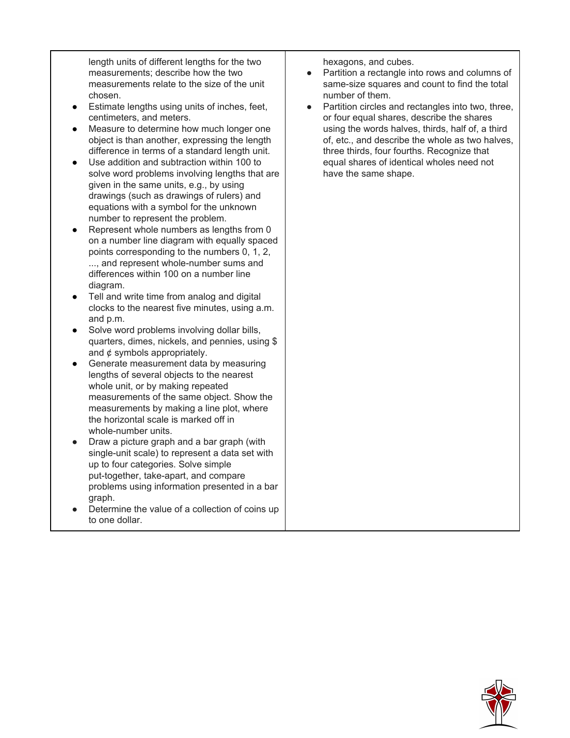| | |
|---|---|
| length units of different lengths for the two measurements; describe how the two measurements relate to the size of the unit chosen.<br>• Estimate lengths using units of inches, feet, centimeters, and meters.<br>• Measure to determine how much longer one object is than another, expressing the length difference in terms of a standard length unit.<br>• Use addition and subtraction within 100 to solve word problems involving lengths that are given in the same units, e.g., by using drawings (such as drawings of rulers) and equations with a symbol for the unknown number to represent the problem.<br>• Represent whole numbers as lengths from 0 on a number line diagram with equally spaced points corresponding to the numbers 0, 1, 2, ..., and represent whole-number sums and differences within 100 on a number line diagram.<br>• Tell and write time from analog and digital clocks to the nearest five minutes, using a.m. and p.m.<br>• Solve word problems involving dollar bills, quarters, dimes, nickels, and pennies, using $ and ¢ symbols appropriately.<br>• Generate measurement data by measuring lengths of several objects to the nearest whole unit, or by making repeated measurements of the same object. Show the measurements by making a line plot, where the horizontal scale is marked off in whole-number units.<br>• Draw a picture graph and a bar graph (with single-unit scale) to represent a data set with up to four categories. Solve simple put-together, take-apart, and compare problems using information presented in a bar graph.<br>• Determine the value of a collection of coins up to one dollar. | hexagons, and cubes.<br>• Partition a rectangle into rows and columns of same-size squares and count to find the total number of them.<br>• Partition circles and rectangles into two, three, or four equal shares, describe the shares using the words halves, thirds, half of, a third of, etc., and describe the whole as two halves, three thirds, four fourths. Recognize that equal shares of identical wholes need not have the same shape. |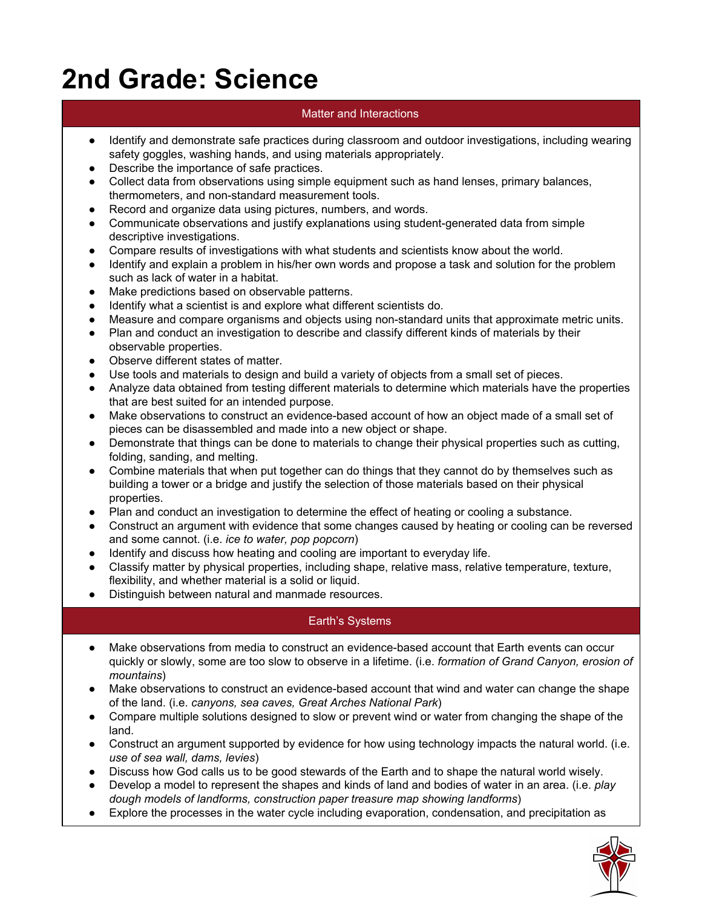# 2nd Grade: Science

## Matter and Interactions

- Identify and demonstrate safe practices during classroom and outdoor investigations, including wearing safety goggles, washing hands, and using materials appropriately.
- Describe the importance of safe practices.
- Collect data from observations using simple equipment such as hand lenses, primary balances, thermometers, and non-standard measurement tools.
- Record and organize data using pictures, numbers, and words.
- Communicate observations and justify explanations using student-generated data from simple descriptive investigations.
- Compare results of investigations with what students and scientists know about the world.
- Identify and explain a problem in his/her own words and propose a task and solution for the problem such as lack of water in a habitat.
- Make predictions based on observable patterns.
- Identify what a scientist is and explore what different scientists do.
- Measure and compare organisms and objects using non-standard units that approximate metric units.
- Plan and conduct an investigation to describe and classify different kinds of materials by their observable properties.
- Observe different states of matter.
- Use tools and materials to design and build a variety of objects from a small set of pieces.
- Analyze data obtained from testing different materials to determine which materials have the properties that are best suited for an intended purpose.
- Make observations to construct an evidence-based account of how an object made of a small set of pieces can be disassembled and made into a new object or shape.
- Demonstrate that things can be done to materials to change their physical properties such as cutting, folding, sanding, and melting.
- Combine materials that when put together can do things that they cannot do by themselves such as building a tower or a bridge and justify the selection of those materials based on their physical properties.
- Plan and conduct an investigation to determine the effect of heating or cooling a substance.
- Construct an argument with evidence that some changes caused by heating or cooling can be reversed and some cannot. (i.e. *ice to water, pop popcorn*)
- Identify and discuss how heating and cooling are important to everyday life.
- Classify matter by physical properties, including shape, relative mass, relative temperature, texture, flexibility, and whether material is a solid or liquid.
- Distinguish between natural and manmade resources.

## Earth's Systems

- Make observations from media to construct an evidence-based account that Earth events can occur quickly or slowly, some are too slow to observe in a lifetime. (i.e. *formation of Grand Canyon, erosion of mountains*)
- Make observations to construct an evidence-based account that wind and water can change the shape of the land. (i.e. *canyons, sea caves, Great Arches National Park*)
- Compare multiple solutions designed to slow or prevent wind or water from changing the shape of the land.
- Construct an argument supported by evidence for how using technology impacts the natural world. (i.e. *use of sea wall, dams, levies*)
- Discuss how God calls us to be good stewards of the Earth and to shape the natural world wisely.
- Develop a model to represent the shapes and kinds of land and bodies of water in an area. (i.e. *play dough models of landforms, construction paper treasure map showing landforms*)
- Explore the processes in the water cycle including evaporation, condensation, and precipitation as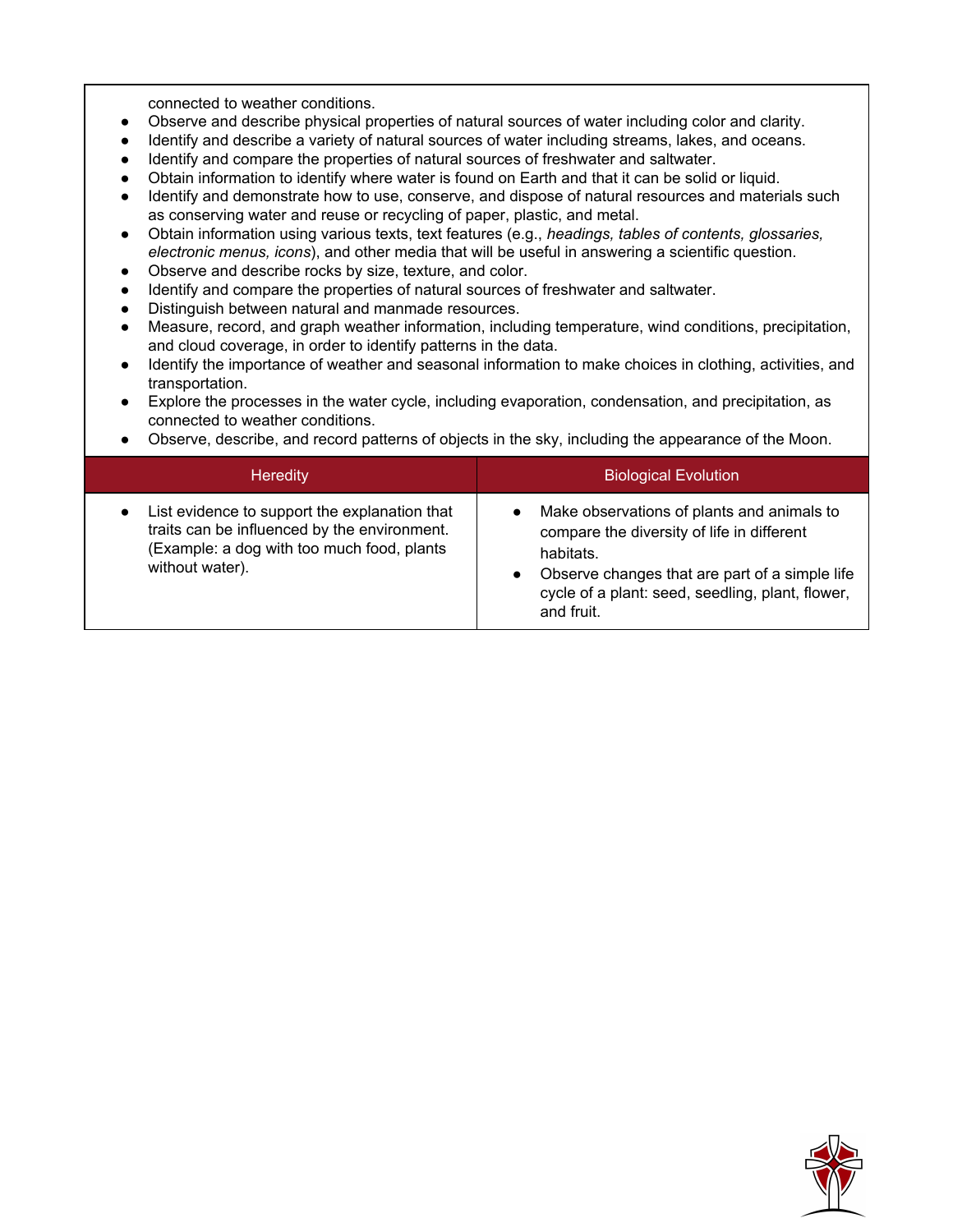connected to weather conditions.

- Observe and describe physical properties of natural sources of water including color and clarity.
- Identify and describe a variety of natural sources of water including streams, lakes, and oceans.
- Identify and compare the properties of natural sources of freshwater and saltwater.
- Obtain information to identify where water is found on Earth and that it can be solid or liquid.
- Identify and demonstrate how to use, conserve, and dispose of natural resources and materials such as conserving water and reuse or recycling of paper, plastic, and metal.
- Obtain information using various texts, text features (e.g., *headings, tables of contents, glossaries, electronic menus, icons*), and other media that will be useful in answering a scientific question.
- Observe and describe rocks by size, texture, and color.
- Identify and compare the properties of natural sources of freshwater and saltwater.
- Distinguish between natural and manmade resources.
- Measure, record, and graph weather information, including temperature, wind conditions, precipitation, and cloud coverage, in order to identify patterns in the data.
- Identify the importance of weather and seasonal information to make choices in clothing, activities, and transportation.
- Explore the processes in the water cycle, including evaporation, condensation, and precipitation, as connected to weather conditions.
- Observe, describe, and record patterns of objects in the sky, including the appearance of the Moon.

| Heredity | Biological Evolution |
|---|---|
| • List evidence to support the explanation that traits can be influenced by the environment. (Example: a dog with too much food, plants without water). | • Make observations of plants and animals to compare the diversity of life in different habitats.<br>• Observe changes that are part of a simple life cycle of a plant: seed, seedling, plant, flower, and fruit. |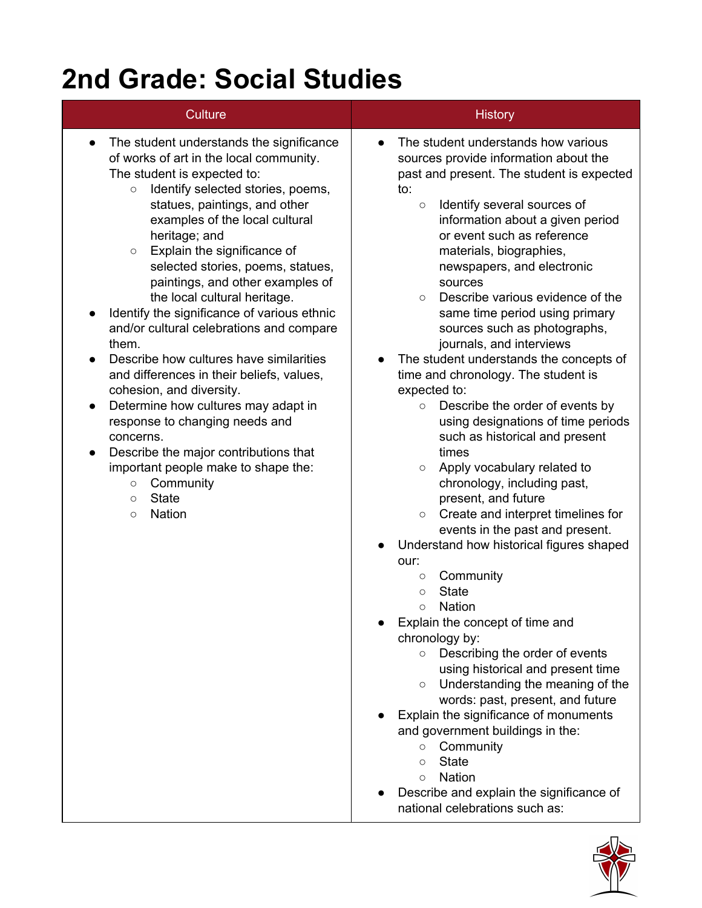# 2nd Grade: Social Studies

| Culture | History |
|---|---|
| <ul><li>The student understands the significance of works of art in the local community. The student is expected to:<ul><li>Identify selected stories, poems, statues, paintings, and other examples of the local cultural heritage; and</li><li>Explain the significance of selected stories, poems, statues, paintings, and other examples of the local cultural heritage.</li></ul></li><li>Identify the significance of various ethnic and/or cultural celebrations and compare them.</li><li>Describe how cultures have similarities and differences in their beliefs, values, cohesion, and diversity.</li><li>Determine how cultures may adapt in response to changing needs and concerns.</li><li>Describe the major contributions that important people make to shape the:<ul><li>Community</li><li>State</li><li>Nation</li></ul></li></ul> | <ul><li>The student understands how various sources provide information about the past and present. The student is expected to:<ul><li>Identify several sources of information about a given period or event such as reference materials, biographies, newspapers, and electronic sources</li><li>Describe various evidence of the same time period using primary sources such as photographs, journals, and interviews</li></ul></li><li>The student understands the concepts of time and chronology. The student is expected to:<ul><li>Describe the order of events by using designations of time periods such as historical and present times</li><li>Apply vocabulary related to chronology, including past, present, and future</li><li>Create and interpret timelines for events in the past and present.</li></ul></li><li>Understand how historical figures shaped our:<ul><li>Community</li><li>State</li><li>Nation</li></ul></li><li>Explain the concept of time and chronology by:<ul><li>Describing the order of events using historical and present time</li><li>Understanding the meaning of the words: past, present, and future</li></ul></li><li>Explain the significance of monuments and government buildings in the:<ul><li>Community</li><li>State</li><li>Nation</li></ul></li><li>Describe and explain the significance of national celebrations such as:</li></ul> |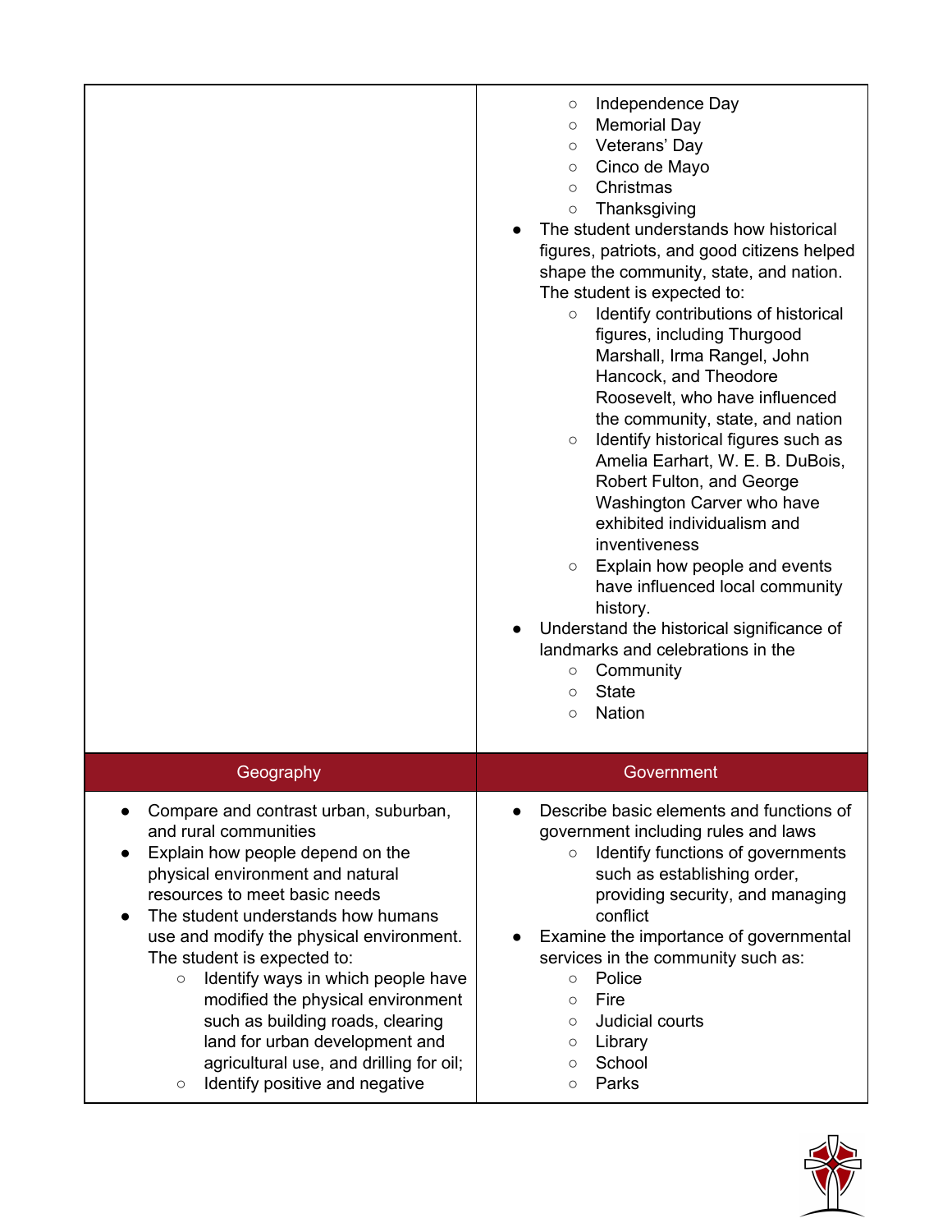| | |
|---|---|
| | ○ Independence Day<br>○ Memorial Day<br>○ Veterans' Day<br>○ Cinco de Mayo<br>○ Christmas<br>○ Thanksgiving<br>● The student understands how historical figures, patriots, and good citizens helped shape the community, state, and nation. The student is expected to:<br>○ Identify contributions of historical figures, including Thurgood Marshall, Irma Rangel, John Hancock, and Theodore Roosevelt, who have influenced the community, state, and nation<br>○ Identify historical figures such as Amelia Earhart, W. E. B. DuBois, Robert Fulton, and George Washington Carver who have exhibited individualism and inventiveness<br>○ Explain how people and events have influenced local community history.<br>● Understand the historical significance of landmarks and celebrations in the<br>○ Community<br>○ State<br>○ Nation |
| **Geography** | **Government** |
| ● Compare and contrast urban, suburban, and rural communities<br>● Explain how people depend on the physical environment and natural resources to meet basic needs<br>● The student understands how humans use and modify the physical environment. The student is expected to:<br>○ Identify ways in which people have modified the physical environment such as building roads, clearing land for urban development and agricultural use, and drilling for oil;<br>○ Identify positive and negative | ● Describe basic elements and functions of government including rules and laws<br>○ Identify functions of governments such as establishing order, providing security, and managing conflict<br>● Examine the importance of governmental services in the community such as:<br>○ Police<br>○ Fire<br>○ Judicial courts<br>○ Library<br>○ School<br>○ Parks |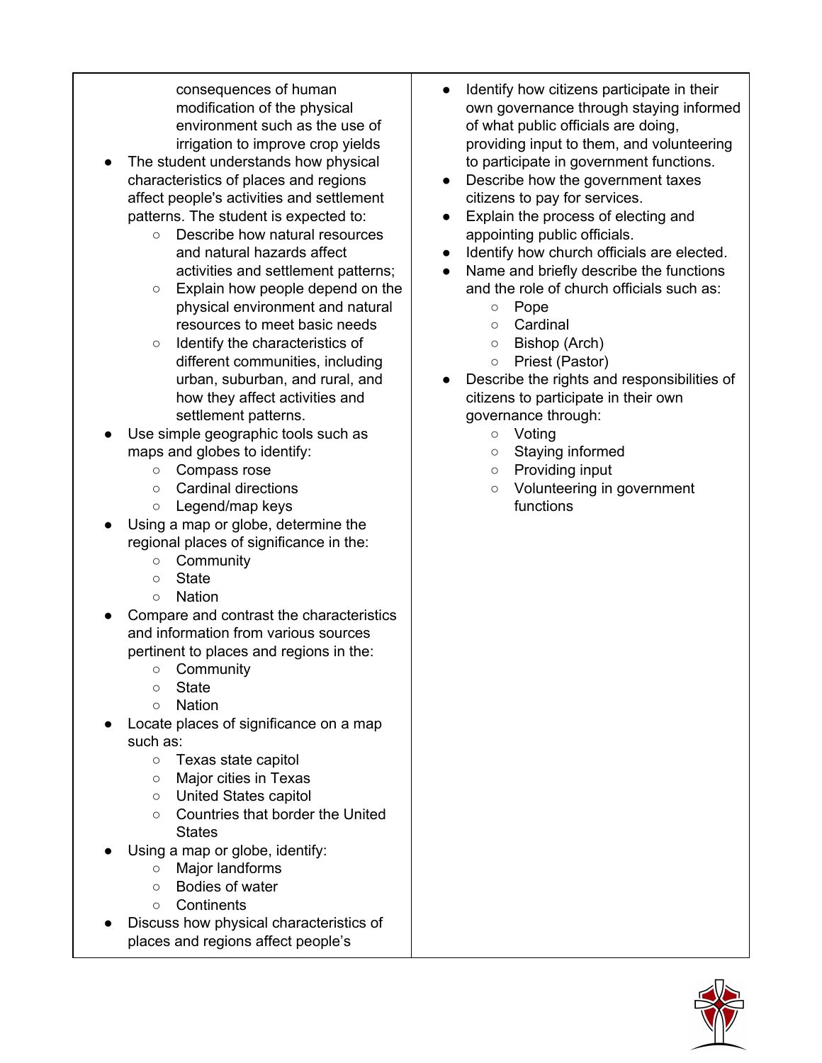| | |
|---|---|
| consequences of human modification of the physical environment such as the use of irrigation to improve crop yields<br>• The student understands how physical characteristics of places and regions affect people's activities and settlement patterns. The student is expected to:<br>  ○ Describe how natural resources and natural hazards affect activities and settlement patterns;<br>  ○ Explain how people depend on the physical environment and natural resources to meet basic needs<br>  ○ Identify the characteristics of different communities, including urban, suburban, and rural, and how they affect activities and settlement patterns.<br>• Use simple geographic tools such as maps and globes to identify:<br>  ○ Compass rose<br>  ○ Cardinal directions<br>  ○ Legend/map keys<br>• Using a map or globe, determine the regional places of significance in the:<br>  ○ Community<br>  ○ State<br>  ○ Nation<br>• Compare and contrast the characteristics and information from various sources pertinent to places and regions in the:<br>  ○ Community<br>  ○ State<br>  ○ Nation<br>• Locate places of significance on a map such as:<br>  ○ Texas state capitol<br>  ○ Major cities in Texas<br>  ○ United States capitol<br>  ○ Countries that border the United States<br>• Using a map or globe, identify:<br>  ○ Major landforms<br>  ○ Bodies of water<br>  ○ Continents<br>• Discuss how physical characteristics of places and regions affect people's | • Identify how citizens participate in their own governance through staying informed of what public officials are doing, providing input to them, and volunteering to participate in government functions.<br>• Describe how the government taxes citizens to pay for services.<br>• Explain the process of electing and appointing public officials.<br>• Identify how church officials are elected.<br>• Name and briefly describe the functions and the role of church officials such as:<br>  ○ Pope<br>  ○ Cardinal<br>  ○ Bishop (Arch)<br>  ○ Priest (Pastor)<br>• Describe the rights and responsibilities of citizens to participate in their own governance through:<br>  ○ Voting<br>  ○ Staying informed<br>  ○ Providing input<br>  ○ Volunteering in government functions |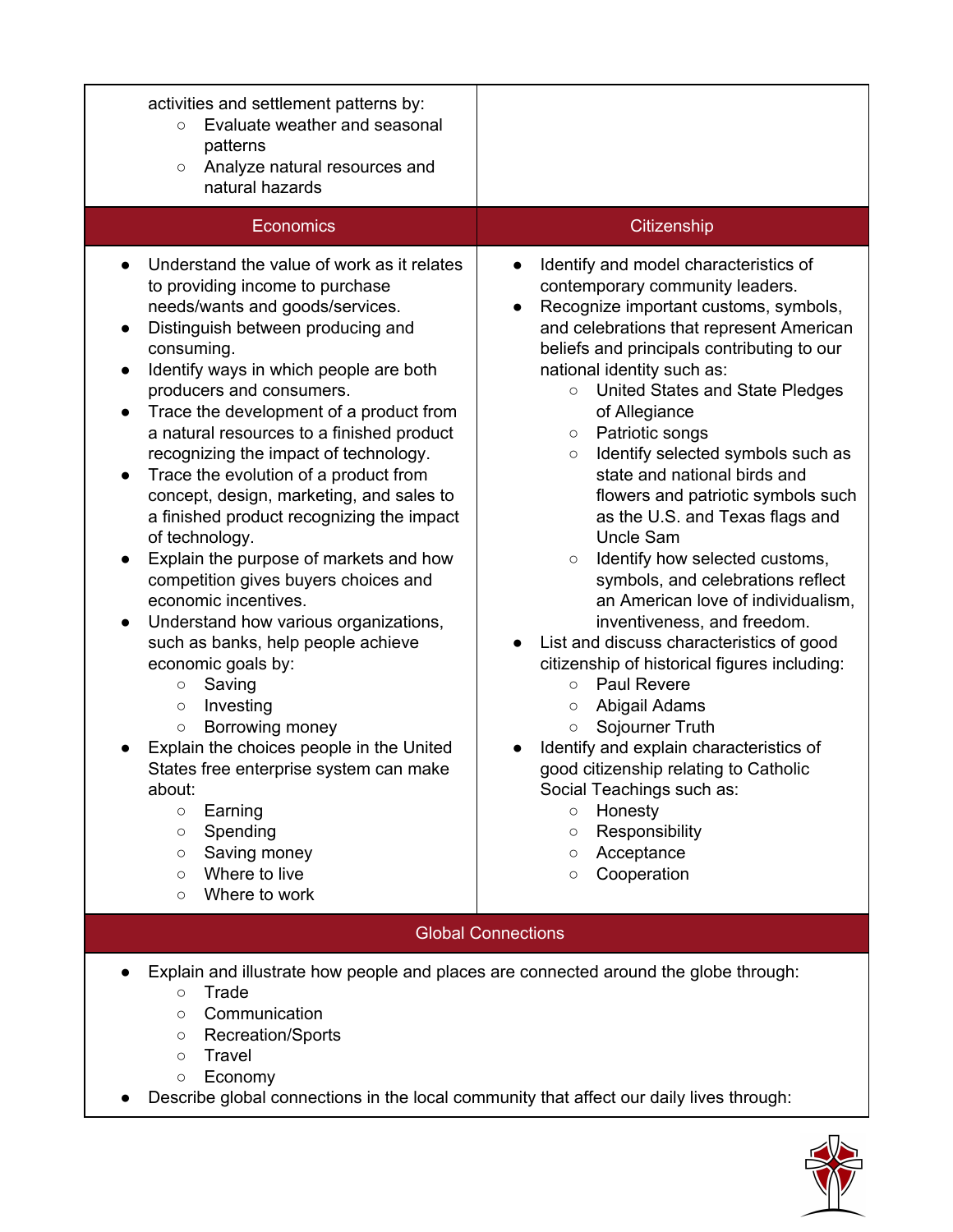activities and settlement patterns by:
- Evaluate weather and seasonal patterns
- Analyze natural resources and natural hazards

## Economics

- Understand the value of work as it relates to providing income to purchase needs/wants and goods/services.
- Distinguish between producing and consuming.
- Identify ways in which people are both producers and consumers.
- Trace the development of a product from a natural resources to a finished product recognizing the impact of technology.
- Trace the evolution of a product from concept, design, marketing, and sales to a finished product recognizing the impact of technology.
- Explain the purpose of markets and how competition gives buyers choices and economic incentives.
- Understand how various organizations, such as banks, help people achieve economic goals by:
  - Saving
  - Investing
  - Borrowing money
- Explain the choices people in the United States free enterprise system can make about:
  - Earning
  - Spending
  - Saving money
  - Where to live
  - Where to work

## Citizenship

- Identify and model characteristics of contemporary community leaders.
- Recognize important customs, symbols, and celebrations that represent American beliefs and principals contributing to our national identity such as:
  - United States and State Pledges of Allegiance
  - Patriotic songs
  - Identify selected symbols such as state and national birds and flowers and patriotic symbols such as the U.S. and Texas flags and Uncle Sam
  - Identify how selected customs, symbols, and celebrations reflect an American love of individualism, inventiveness, and freedom.
- List and discuss characteristics of good citizenship of historical figures including:
  - Paul Revere
  - Abigail Adams
  - Sojourner Truth
- Identify and explain characteristics of good citizenship relating to Catholic Social Teachings such as:
  - Honesty
  - Responsibility
  - Acceptance
  - Cooperation

## Global Connections

- Explain and illustrate how people and places are connected around the globe through:
  - Trade
  - Communication
  - Recreation/Sports
  - Travel
  - Economy
- Describe global connections in the local community that affect our daily lives through: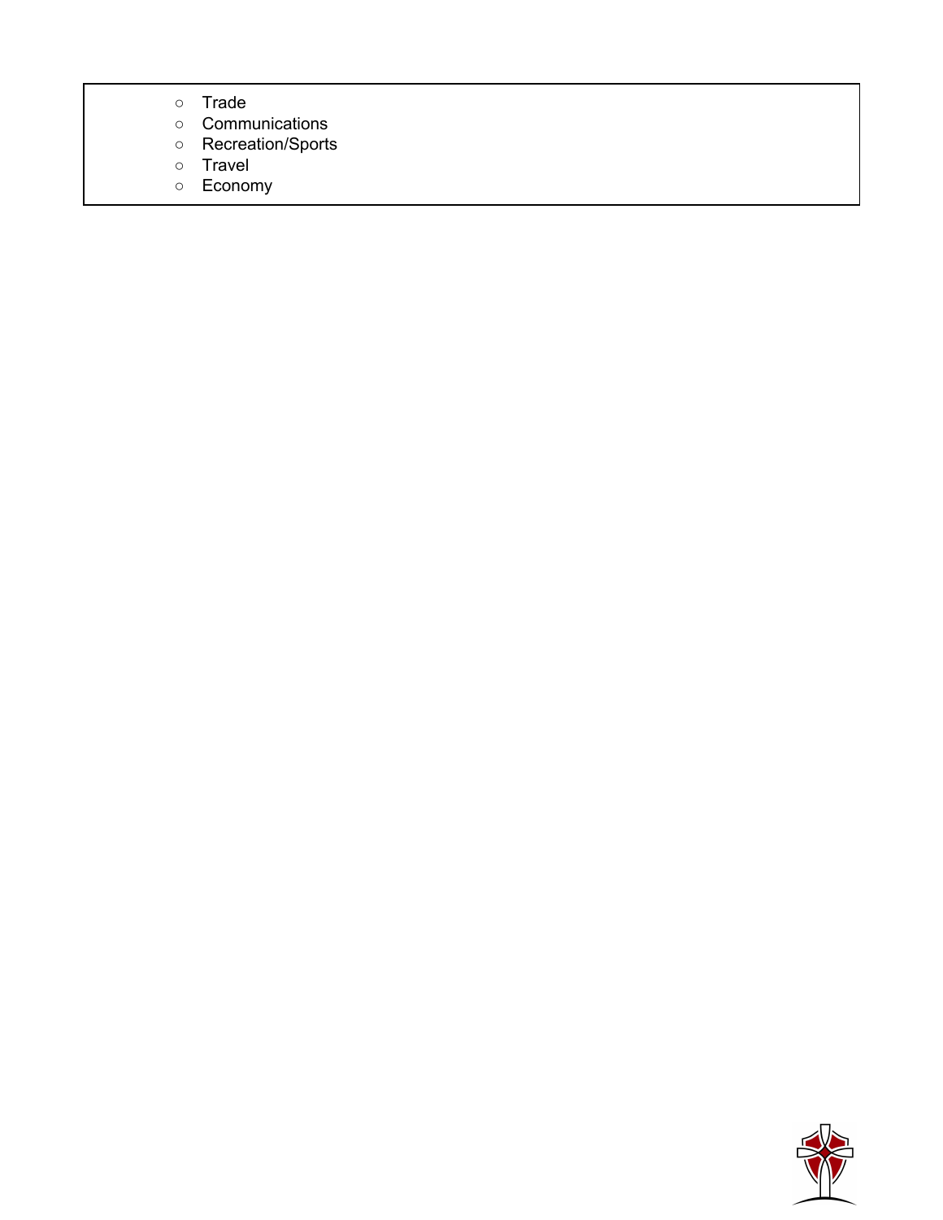- Trade
- Communications
- Recreation/Sports
- Travel
- Economy